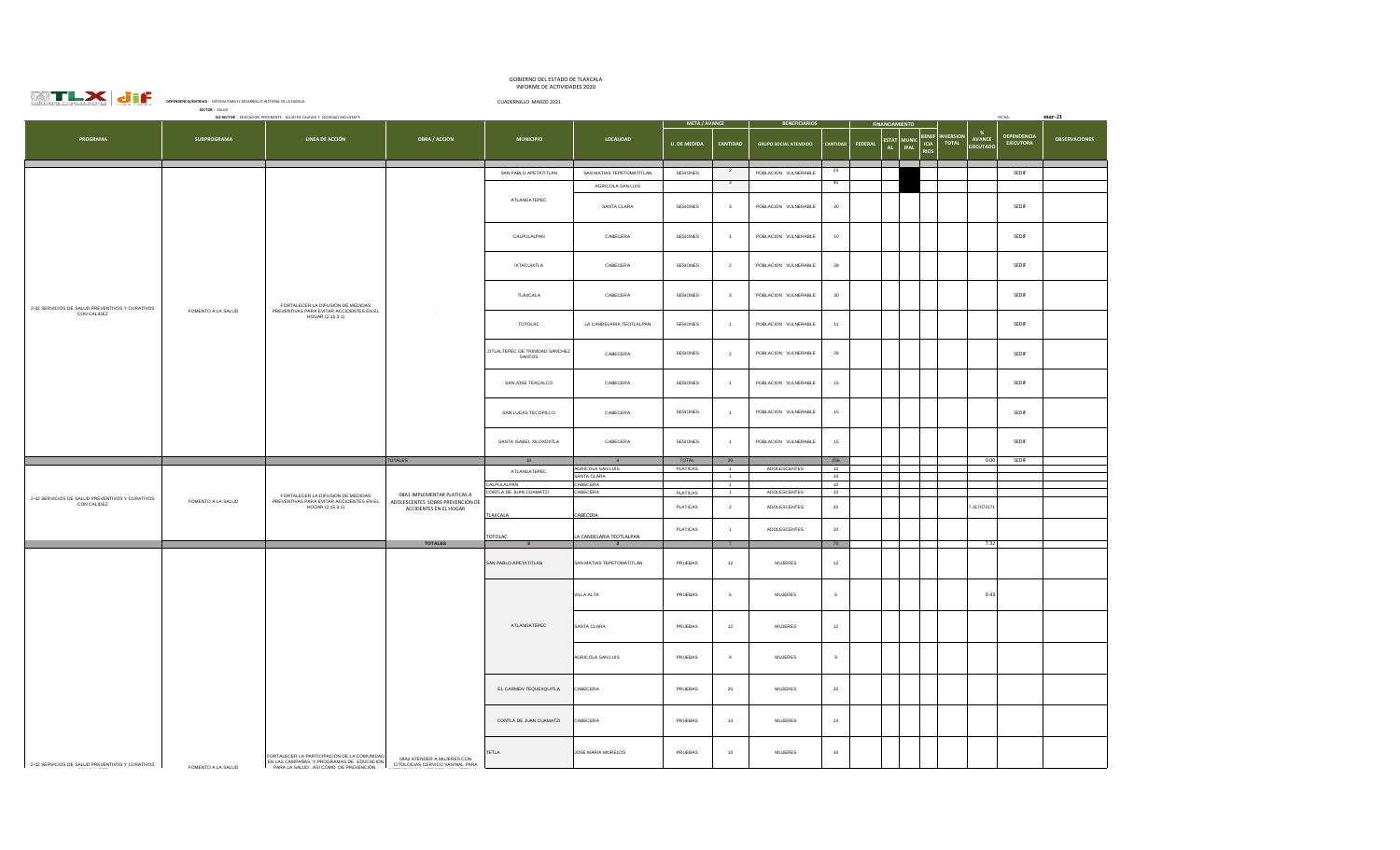GOBIERNO DEL ESTADO DE TLAXCALA
INFORME DE ACTIVIDADES 2020

DEPENDENCIA/ENTIDAD: SISTEMA PARA EL DESARROLLO INTEGRAL DE LA FAMILIA

CUADERNILLO MARZO 2021

SECTOR: SALUD

EJE RECTOR: EDUCACIÓN PERTINENTE, SALUD DE CALIDAD Y SOCIEDAD INCLUYENTE

FECHA: mar-21

| PROGRAMA | SUBPROGRAMA | LINEA DE ACCIÓN | OBRA / ACCION | MUNICIPIO | LOCALIDAD | META / AVANCE | | BENEFICIARIOS | | FINANCIAMIENTO | | | | INVERSION TOTAL | % AVANCE EJECUTADO | DEPENDENCIA EJECUTORA | OBSERVACIONES |
|---|---|---|---|---|---|---|---|---|---|---|---|---|---|---|---|---|---|
| | | | | | | U. DE MEDIDA | CANTIDAD | GRUPO SOCIAL ATENDIDO | CANTIDAD | FEDERAL | ESTATAL | MUNICIPAL | BENEFICIARIOS | | | | |
| 2-02 SERVICIOS DE SALUD PREVENTIVOS Y CURATIVOS CON CALIDEZ | FOMENTO A LA SALUD | FORTALECER LA DIFUSIÓN DE MEDIDAS PREVENTIVAS PARA EVITAR ACCIDENTES EN EL HOGAR (2.15.3.1) | - | SAN PABLO APETATITLAN | SAN MATIAS TEPETOMATITLAN | SESIONES | 2 | POBLACION VULNERABLE | 24 | | | | | | | SEDIF | |
| | | | | ATLANGATEPEC | AGRICOLA SAN LUIS | | 2 | | 40 | | | | | | | | |
| | | | | | SANTA CLARA | SESIONES | 3 | POBLACION VULNERABLE | 40 | | | | | | | SEDIF | |
| | | | | CALPULALPAN | CABECERA | SESIONES | 1 | POBLACION VULNERABLE | 10 | | | | | | | SEDIF | |
| | | | | IXTACUIXTLA | CABECERA | SESIONES | 2 | POBLACION VULNERABLE | 28 | | | | | | | SEDIF | |
| | | | | TLAXCALA | CABECERA | SESIONES | 3 | POBLACION VULNERABLE | 30 | | | | | | | SEDIF | |
| | | | | TOTOLAC | LA CANDELARIA TEOTLALPAN | SESIONES | 1 | POBLACION VULNERABLE | 11 | | | | | | | SEDIF | |
| | | | | ZITLALTEPEC DE TRINIDAD SANCHEZ SANTOS | CABECERA | SESIONES | 2 | POBLACION VULNERABLE | 28 | | | | | | | SEDIF | |
| | | | | SAN JOSE TEACALCO | CABECERA | SESIONES | 1 | POBLACION VULNERABLE | 15 | | | | | | | SEDIF | |
| | | | | SAN LUCAS TECOPILCO | CABECERA | SESIONES | 1 | POBLACION VULNERABLE | 15 | | | | | | | SEDIF | |
| | | | | SANTA ISABEL XILOXOXTLA | CABECERA | SESIONES | 1 | POBLACION VULNERABLE | 15 | | | | | | | SEDIF | |
| | | | TOTALES | 10 | 4 | TOTAL | 20 | | 256 | | | | | | 0.00 | SEDIF | |
| 2-02 SERVICIOS DE SALUD PREVENTIVOS Y CURATIVOS CON CALIDEZ | FOMENTO A LA SALUD | FORTALECER LA DIFUSIÓN DE MEDIDAS PREVENTIVAS PARA EVITAR ACCIDENTES EN EL HOGAR (2.15.3.1) | 08A1 IMPLEMENTAR PLATICAS A ADOLESCENTES SOBRE PREVENCIÓN DE ACCIDENTES EN EL HOGAR | ATLANGATEPEC | AGRICOLA SAN LUIS | PLATICAS | 1 | ADOLESCENTES | 10 | | | | | | | | |
| | | | | | SANTA CLARA | | 1 | | 10 | | | | | | | | |
| | | | | CALPULALPAN | CABECERA | | 1 | | 10 | | | | | | | | |
| | | | | CONTLA DE JUAN CUAMATZI | CABECERA | PLATICAS | 1 | ADOLESCENTES | 10 | | | | | | | | |
| | | | | TLAXCALA | CABECERA | PLATICAS | 2 | ADOLESCENTES | 20 | | | | | | 7.317073171 | | |
| | | | | TOTOLAC | LA CANDELARIA TEOTLALPAN | PLATICAS | 1 | ADOLESCENTES | 10 | | | | | | | | |
| | | | TOTALES | 5 | 3 | | 7 | | 70 | | | | | | 7.32 | | |
| 2-02 SERVICIOS DE SALUD PREVENTIVOS Y CURATIVOS | FOMENTO A LA SALUD | FORTALECER LA PARTICIPACIÓN DE LA COMUNIDAD EN LAS CAMPAÑAS Y PROGRAMAS DE EDUCACIÓN PARA LA SALUD, ASÍ COMO DE PREVENCIÓN | 08A2 ATENDER A MUJERES CON CITOLOGIAS CERVICO VAGINAL PARA | SAN PABLO APETATITLAN | SAN MATIAS TEPETOMATITLAN | PRUEBAS | 12 | MUJERES | 12 | | | | | | | | |
| | | | | ATLANGATEPEC | VILLA ALTA | PRUEBAS | 6 | MUJERES | 6 | | | | | | 0.43 | | |
| | | | | | SANTA CLARA | PRUEBAS | 12 | MUJERES | 12 | | | | | | | | |
| | | | | | AGRICOLA SAN LUIS | PRUEBAS | 9 | MUJERES | 9 | | | | | | | | |
| | | | | EL CARMEN TEQUEXQUITLA | CABECERA | PRUEBAS | 20 | MUJERES | 20 | | | | | | | | |
| | | | | CONTLA DE JUAN CUAMATZI | CABECERA | PRUEBAS | 14 | MUJERES | 14 | | | | | | | | |
| | | | | TETLA | JOSE MARIA MORELOS | PRUEBAS | 10 | MUJERES | 10 | | | | | | | | |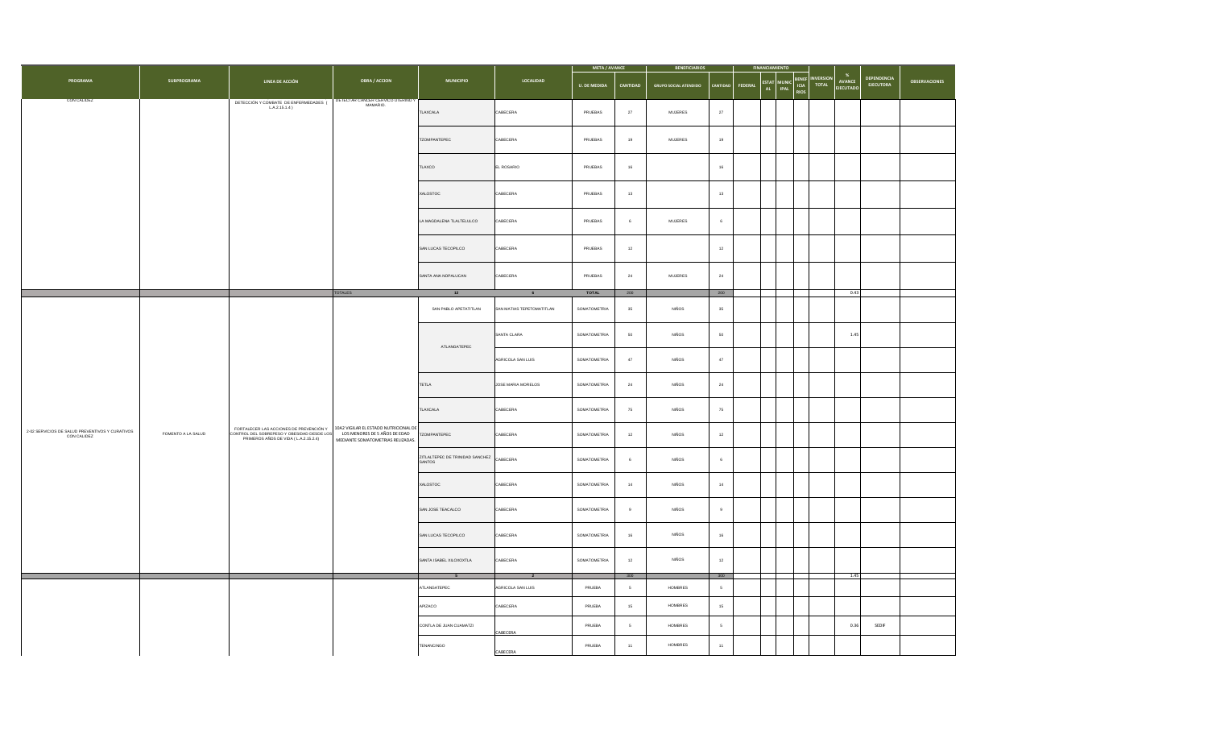| PROGRAMA | SUBPROGRAMA | LINEA DE ACCIÓN | OBRA / ACCION | MUNICIPIO | LOCALIDAD | META / AVANCE | | BENEFICIARIOS | | FINANCIAMIENTO | | | | INVERSION TOTAL | % AVANCE EJECUTADO | DEPENDENCIA EJECUTORA | OBSERVACIONES |
|---|---|---|---|---|---|---|---|---|---|---|---|---|---|---|---|---|---|
| | | | | | | U. DE MEDIDA | CANTIDAD | GRUPO SOCIAL ATENDIDO | CANTIDAD | FEDERAL | ESTATAL | MUNICIPAL | BENEFICIARIOS | | | | |
| CON CALIDEZ | | DETECCIÓN Y COMBATE DE ENFERMEDADES ( L.A.2.15.1.4 ) | DETECTAR CANCER CERVICO UTERINO Y MAMARIO. | TLAXCALA | CABECERA | PRUEBAS | 27 | MUJERES | 27 | | | | | | | | |
| | | | | TZOMPANTEPEC | CABECERA | PRUEBAS | 19 | MUJERES | 19 | | | | | | | | |
| | | | | TLAXCO | EL ROSARIO | PRUEBAS | 16 | | 16 | | | | | | | | |
| | | | | XALOSTOC | CABECERA | PRUEBAS | 13 | | 13 | | | | | | | | |
| | | | | LA MAGDALENA TLALTELULCO | CABECERA | PRUEBAS | 6 | MUJERES | 6 | | | | | | | | |
| | | | | SAN LUCAS TECOPILCO | CABECERA | PRUEBAS | 12 | | 12 | | | | | | | | |
| | | | | SANTA ANA NOPALUCAN | CABECERA | PRUEBAS | 24 | MUJERES | 24 | | | | | | | | |
| | | | TOTALES | 12 | 6 | TOTAL | 200 | | 200 | | | | | | 0.43 | | |
| 2-02 SERVICIOS DE SALUD PREVENTIVOS Y CURATIVOS CON CALIDEZ | FOMENTO A LA SALUD | FORTALECER LAS ACCIONES DE PREVENCIÓN Y CONTROL DEL SOBREPESO Y OBESIDAD DESDE LOS PRIMEROS AÑOS DE VIDA ( L.A.2.15.2.4) | 10A2 VIGILAR EL ESTADO NUTRICIONAL DE LOS MENORES DE 5 AÑOS DE EDAD MEDIANTE SOMATOMETRIAS RELIZADAS. | SAN PABLO APETATITLAN | SAN MATIAS TEPETOMATITLAN | SOMATOMETRIA | 35 | NIÑOS | 35 | | | | | | | | |
| | | | | ATLANGATEPEC | SANTA CLARA | SOMATOMETRIA | 50 | NIÑOS | 50 | | | | | | 1.45 | | |
| | | | | | AGRICOLA SAN LUIS | SOMATOMETRIA | 47 | NIÑOS | 47 | | | | | | | | |
| | | | | TETLA | JOSE MARIA MORELOS | SOMATOMETRIA | 24 | NIÑOS | 24 | | | | | | | | |
| | | | | TLAXCALA | CABECERA | SOMATOMETRIA | 75 | NIÑOS | 75 | | | | | | | | |
| | | | | TZOMPANTEPEC | CABECERA | SOMATOMETRIA | 12 | NIÑOS | 12 | | | | | | | | |
| | | | | ZITLALTEPEC DE TRINIDAD SANCHEZ SANTOS | CABECERA | SOMATOMETRIA | 6 | NIÑOS | 6 | | | | | | | | |
| | | | | XALOSTOC | CABECERA | SOMATOMETRIA | 14 | NIÑOS | 14 | | | | | | | | |
| | | | | SAN JOSE TEACALCO | CABECERA | SOMATOMETRIA | 9 | NIÑOS | 9 | | | | | | | | |
| | | | | SAN LUCAS TECOPILCO | CABECERA | SOMATOMETRIA | 16 | NIÑOS | 16 | | | | | | | | |
| | | | | SANTA ISABEL XILOXOXTLA | CABECERA | SOMATOMETRIA | 12 | NIÑOS | 12 | | | | | | | | |
| | | | | 5 | 2 | | 300 | | 300 | | | | | | 1.45 | | |
| | | | | ATLANGATEPEC | AGRICOLA SAN LUIS | PRUEBA | 5 | HOMBRES | 5 | | | | | | | | |
| | | | | APIZACO | CABECERA | PRUEBA | 15 | HOMBRES | 15 | | | | | | | | |
| | | | | CONTLA DE JUAN CUAMATZI | CABECERA | PRUEBA | 5 | HOMBRES | 5 | | | | | | 0.36 | SEDIF | |
| | | | | TENANCINGO | CABECERA | PRUEBA | 11 | HOMBRES | 11 | | | | | | | | |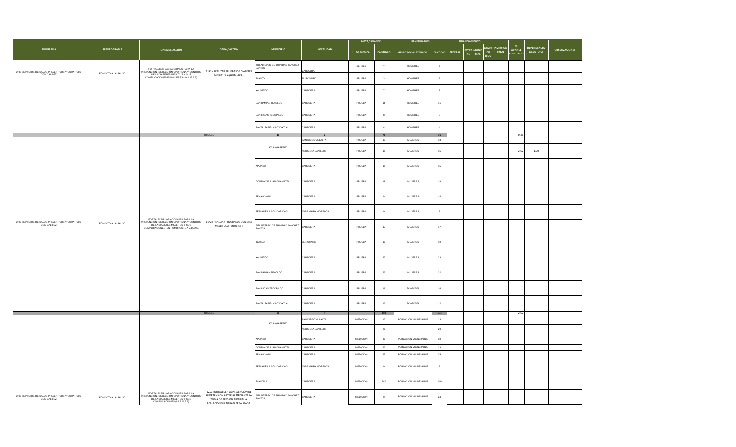| PROGRAMA | SUBPROGRAMA | LINEA DE ACCIÓN | OBRA / ACCION | MUNICIPIO | LOCALIDAD | META / AVANCE | | BENEFICIARIOS | | FINANCIAMIENTO | | | | INVERSION TOTAL | % AVANCE EJECUTADO | DEPENDENCIA EJECUTORA | OBSERVACIONES |
|---|---|---|---|---|---|---|---|---|---|---|---|---|---|---|---|---|---|
| | | | | | | U. DE MEDIDA | CANTIDAD | GRUPO SOCIAL ATENDIDO | CANTIDAD | FEDERAL | ESTATAL | MUNICIPAL | BENEFICIARIOS | | | | |
| 2-02 SERVICIOS DE SALUD PREVENTIVOS Y CURATIVOS CON CALIDEZ | FOMENTO A LA SALUD | FORTALECER LAS ACCIONES PARA LA PREVENCIÓN, DETECCIÓN OPORTUNA Y CONTROL DE LA DIABETES MELLITUS Y SUS COMPLICACIONES EN MUJERES (L.A 2.15.2.5) | 11A2a REALIZAR PRUEBAS DE DIABETES MELLITUS A (HOMBRES) | ZITLALTEPEC DE TRINIDAD SANCHEZ SANTOS | CABECERA | PRUEBA | 7 | HOMBRES | 7 | | | | | | | | |
| | | | | TLAXCO | EL ROSARIO | PRUEBA | 3 | HOMBRES | 3 | | | | | | | | |
| | | | | XALOSTOC | CABECERA | PRUEBA | 7 | HOMBRES | 7 | | | | | | | | |
| | | | | SAN DAMIAN TEXOLOC | CABECERA | PRUEBA | 11 | HOMBRES | 11 | | | | | | | | |
| | | | | SAN LUCAS TECOPILCO | CABECERA | PRUEBA | 8 | HOMBRES | 8 | | | | | | | | |
| | | | | SANTA ISABEL XILOXOXTLA | CABECERA | PRUEBA | 4 | HOMBRES | 4 | | | | | | | | |
| | | | TOTALES | 10 | 2 | | 76 | | 76 | | | | | | 0.36 | | |
| 2-02 SERVICIOS DE SALUD PREVENTIVOS Y CURATIVOS CON CALIDEZ | FOMENTO A LA SALUD | FORTALECER LAS ACCIONES PARA LA PREVENCIÓN, DETECCIÓN OPORTUNA Y CONTROL DE LA DIABETES MELLITUS Y SUS COMPLICACIONES EN HOMBRES ( L.A 2.15.2.5) | 11A2b REALIZAR PRUEBAS DE DIABETES MELLITUS A (MUJERES) | ATLANGATEPEC | SAN DIEGO VILLALTA | PRUEBA | 13 | MUJERES | 13 | | | | | | | | |
| | | | | | AGRICOLA SAN LUIS | PRUEBA | 15 | MUJERES | 15 | | | | | | 2.52 | 1.00 | |
| | | | | APIZACO | CABECERA | PRUEBA | 15 | MUJERES | 15 | | | | | | | | |
| | | | | CONTLA DE JUAN CUAMATZI | CABECERA | PRUEBA | 18 | MUJERES | 18 | | | | | | | | |
| | | | | TENANCINGO | CABECERA | PRUEBA | 14 | MUJERES | 14 | | | | | | | | |
| | | | | TETLA DE LA SOLIDARIDAD | JOSE MARIA MORELOS | PRUEBA | 9 | MUJERES | 9 | | | | | | | | |
| | | | | ZITLALTEPEC DE TRINIDAD SANCHEZ SANTOS | CABECERA | PRUEBA | 17 | MUJERES | 17 | | | | | | | | |
| | | | | TLAXCO | EL ROSARIO | PRUEBA | 10 | MUJERES | 10 | | | | | | | | |
| | | | | XALOSTOC | CABECERA | PRUEBA | 23 | MUJERES | 23 | | | | | | | | |
| | | | | SAN DAMIAN TEXOLOC | CABECERA | PRUEBA | 22 | MUJERES | 22 | | | | | | | | |
| | | | | SAN LUCAS TECOPILCO | CABECERA | PRUEBA | 16 | MUJERES | 16 | | | | | | | | |
| | | | | SANTA ISABEL XILOXOXTLA | CABECERA | PRUEBA | 12 | MUJERES | 12 | | | | | | | | |
| | | | TOTALES | 11 | 4 | | 184 | | 184 | | | | | | 2.52 | | |
| 2-02 SERVICIOS DE SALUD PREVENTIVOS Y CURATIVOS CON CALIDEZ | FOMENTO A LA SALUD | FORTALECER LAS ACCIONES PARA LA PREVENCIÓN, DETECCIÓN OPORTUNA Y CONTROL DE LA DIABETES MELLITUS Y SUS COMPLICACIONES (L.A 2.15.2.5) | 12A2 FORTALECER LA PREVENCIÓN DE HIPERTENSIÓN ARTERIAL MEDIANTE LA TOMA DE PRESIÓN ARTERIAL A POBLACIÓN VULNERABLE REALIZADA | ATLANGATEPEC | SAN DIEGO VILLALTA | MEDICION | 13 | POBLACION VULNERABLE | 13 | | | | | | | | |
| | | | | | AGRICOLA SAN LUIS | | 20 | | 20 | | | | | | | | |
| | | | | APIZACO | CABECERA | MEDICION | 30 | POBLACION VULNERABLE | 30 | | | | | | | | |
| | | | | CONTLA DE JUAN CUAMATZI | CABECERA | MEDICION | 23 | POBLACION VULNERABLE | 23 | | | | | | | | |
| | | | | TENANCINGO | CABECERA | MEDICION | 25 | POBLACION VULNERABLE | 25 | | | | | | | | |
| | | | | TETLA DE LA SOLIDARIDAD | JOSE MARIA MORELOS | MEDICION | 9 | POBLACION VULNERABLE | 9 | | | | | | | | |
| | | | | TLAXCALA | CABECERA | MEDICION | 240 | POBLACION VULNERABLE | 240 | | | | | | | | |
| | | | | ZITLALTEPEC DE TRINIDAD SANCHEZ SANTOS | CABECERA | MEDICION | 24 | POBLACION VULNERABLE | 24 | | | | | | | | |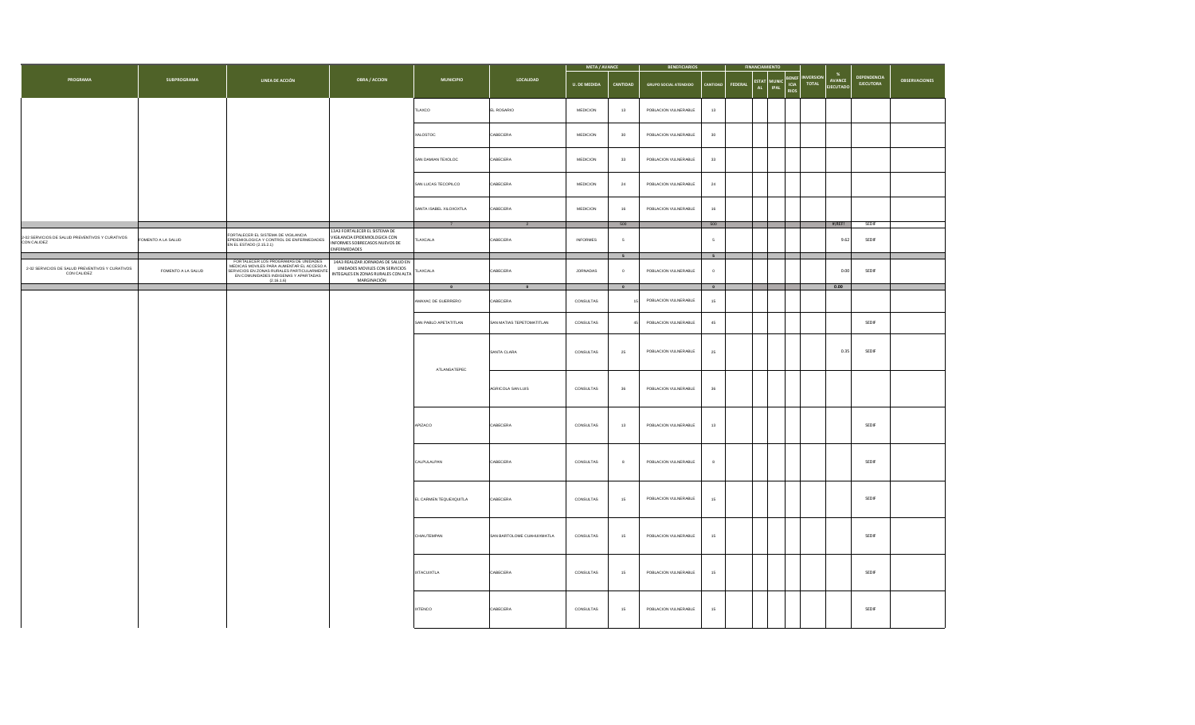| PROGRAMA | SUBPROGRAMA | LINEA DE ACCIÓN | OBRA / ACCION | MUNICIPIO | LOCALIDAD | META / AVANCE | | BENEFICIARIOS | | FINANCIAMIENTO | | | | INVERSION TOTAL | % AVANCE EJECUTADO | DEPENDENCIA EJECUTORA | OBSERVACIONES |
|---|---|---|---|---|---|---|---|---|---|---|---|---|---|---|---|---|---|
| | | | | | | U. DE MEDIDA | CANTIDAD | GRUPO SOCIAL ATENDIDO | CANTIDAD | FEDERAL | ESTATAL | MUNICIPAL | BENEFICIARIOS | | | | |
| | | | | TLAXCO | EL ROSARIO | MEDICION | 13 | POBLACION VULNERABLE | 13 | | | | | | | | |
| | | | | XALOSTOC | CABECERA | MEDICION | 30 | POBLACION VULNERABLE | 30 | | | | | | | | |
| | | | | SAN DAMIAN TEXOLOC | CABECERA | MEDICION | 33 | POBLACION VULNERABLE | 33 | | | | | | | | |
| | | | | SAN LUCAS TECOPILCO | CABECERA | MEDICION | 24 | POBLACION VULNERABLE | 24 | | | | | | | | |
| | | | | SANTA ISABEL XILOXOXTLA | CABECERA | MEDICION | 16 | POBLACION VULNERABLE | 16 | | | | | | | | |
| | | | | 7 | 2 | | 500 | | 500 | | | | | | #¡REF! | SEDIF | |
| 2-02 SERVICIOS DE SALUD PREVENTIVOS Y CURATIVOS CON CALIDEZ | FOMENTO A LA SALUD | FORTALECER EL SISTEMA DE VIGILANCIA EPIDEMIOLOGICA Y CONTROL DE ENFERMEDADES EN EL ESTADO (2.15.2.1) | 13A3 FORTALECER EL SISTEMA DE VIGILANCIA EPIDEMIOLOGICA CON INFORMES SOBRECASOS NUEVOS DE ENFERMEDADES | TLAXCALA | CABECERA | INFORMES | 5 | | 5 | | | | | | 9.62 | SEDIF | |
| | | | | | | | 5 | | 5 | | | | | | | | |
| 2-02 SERVICIOS DE SALUD PREVENTIVOS Y CURATIVOS CON CALIDEZ | FOMENTO A LA SALUD | FORTALECER LOS PROGRAMAS DE UNIDADES MEDICAS MOVILES PARA AUMENTAR EL ACCESO A SERVICIOS EN ZONAS RURALES PARTICULARMENTE EN COMUNIDADES INDIGENAS Y APARTADAS (2.16.1.6) | 14A3 REALIZAR JORNADAS DE SALUD EN UNIDADES MOVILES CON SERVICIOS INTEGALES EN ZONAS RURALES CON ALTA MARGINACIÓN | TLAXCALA | CABECERA | JORNADAS | 0 | POBLACION VULNERABLE | 0 | | | | | | 0.00 | SEDIF | |
| | | | | 0 | 0 | | 0 | | 0 | | | | | | 0.00 | | |
| | | | | AMAXAC DE GUERRERO | CABECERA | CONSULTAS | 15 | POBLACION VULNERABLE | 15 | | | | | | | | |
| | | | | SAN PABLO APETATITLAN | SAN MATIAS TEPETOMATITLAN | CONSULTAS | 45 | POBLACION VULNERABLE | 45 | | | | | | | SEDIF | |
| | | | | ATLANGATEPEC | SANTA CLARA | CONSULTAS | 25 | POBLACION VULNERABLE | 25 | | | | | | 0.35 | SEDIF | |
| | | | | | AGRICOLA SAN LUIS | CONSULTAS | 36 | POBLACION VULNERABLE | 36 | | | | | | | | |
| | | | | APIZACO | CABECERA | CONSULTAS | 13 | POBLACION VULNERABLE | 13 | | | | | | | SEDIF | |
| | | | | CALPULALPAN | CABECERA | CONSULTAS | 8 | POBLACION VULNERABLE | 8 | | | | | | | SEDIF | |
| | | | | EL CARMEN TEQUEXQUITLA | CABECERA | CONSULTAS | 15 | POBLACION VULNERABLE | 15 | | | | | | | SEDIF | |
| | | | | CHIAUTEMPAN | SAN BARTOLOME CUAHUIXMATLA | CONSULTAS | 15 | POBLACION VULNERABLE | 15 | | | | | | | SEDIF | |
| | | | | IXTACUIXTLA | CABECERA | CONSULTAS | 15 | POBLACION VULNERABLE | 15 | | | | | | | SEDIF | |
| | | | | IXTENCO | CABECERA | CONSULTAS | 15 | POBLACION VULNERABLE | 15 | | | | | | | SEDIF | |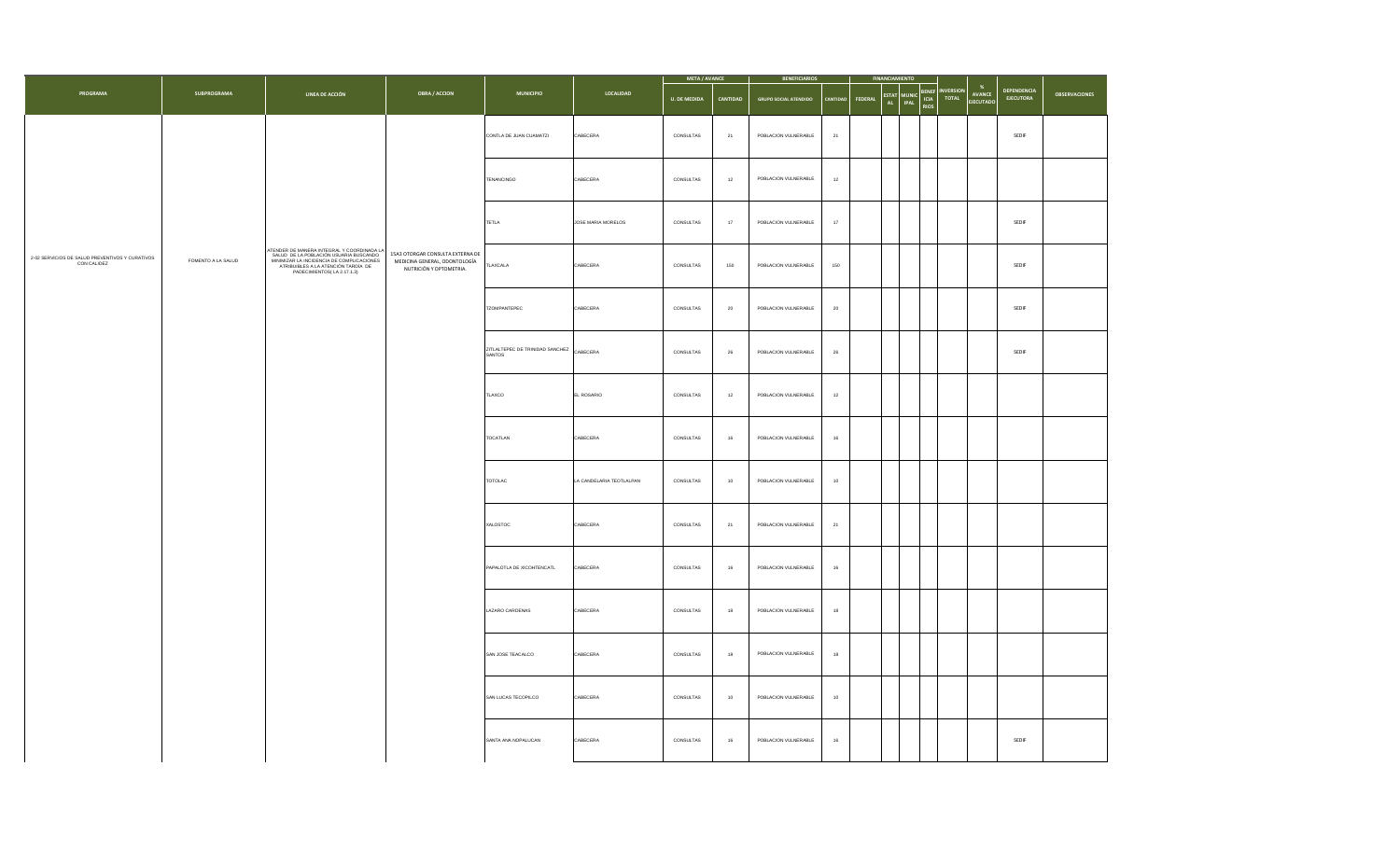| PROGRAMA | SUBPROGRAMA | LINEA DE ACCIÓN | OBRA / ACCION | MUNICIPIO | LOCALIDAD | META / AVANCE | | BENEFICIARIOS | | FINANCIAMIENTO | | | | INVERSION TOTAL | % AVANCE EJECUTADO | DEPENDENCIA EJECUTORA | OBSERVACIONES |
|---|---|---|---|---|---|---|---|---|---|---|---|---|---|---|---|---|---|
| | | | | | | U. DE MEDIDA | CANTIDAD | GRUPO SOCIAL ATENDIDO | CANTIDAD | FEDERAL | ESTATAL | MUNICIPAL | BENEFICIARIOS | | | | |
| 2-02 SERVICIOS DE SALUD PREVENTIVOS Y CURATIVOS CON CALIDEZ | FOMENTO A LA SALUD | ATENDER DE MANERA INTEGRAL Y COORDINADA LA SALUD DE LA POBLACION USUARIA BUSCANDO MINIMIZAR LA INCIDENCIA DE COMPLICACIONES ATRIBUIBLES A LA ATENCION TARDIA DE PADECIMIENTOS( LA.2.17.1.3) | 15A3 OTORGAR CONSULTA EXTERNA DE MEDICINA GENERAL, ODONTOLOGÍA NUTRICIÓN Y OPTOMETRIA. | CONTLA DE JUAN CUAMATZI | CABECERA | CONSULTAS | 21 | POBLACION VULNERABLE | 21 | | | | | | | SEDIF | |
| | | | | TENANCINGO | CABECERA | CONSULTAS | 12 | POBLACION VULNERABLE | 12 | | | | | | | | |
| | | | | TETLA | JOSE MARIA MORELOS | CONSULTAS | 17 | POBLACION VULNERABLE | 17 | | | | | | | SEDIF | |
| | | | | TLAXCALA | CABECERA | CONSULTAS | 150 | POBLACION VULNERABLE | 150 | | | | | | | SEDIF | |
| | | | | TZOMPANTEPEC | CABECERA | CONSULTAS | 20 | POBLACION VULNERABLE | 20 | | | | | | | SEDIF | |
| | | | | ZITLALTEPEC DE TRINIDAD SANCHEZ SANTOS | CABECERA | CONSULTAS | 26 | POBLACION VULNERABLE | 26 | | | | | | | SEDIF | |
| | | | | TLAXCO | EL ROSARIO | CONSULTAS | 12 | POBLACION VULNERABLE | 12 | | | | | | | | |
| | | | | TOCATLAN | CABECERA | CONSULTAS | 16 | POBLACION VULNERABLE | 16 | | | | | | | | |
| | | | | TOTOLAC | LA CANDELARIA TEOTLALPAN | CONSULTAS | 10 | POBLACION VULNERABLE | 10 | | | | | | | | |
| | | | | XALOSTOC | CABECERA | CONSULTAS | 21 | POBLACION VULNERABLE | 21 | | | | | | | | |
| | | | | PAPALOTLA DE XICOHTENCATL | CABECERA | CONSULTAS | 16 | POBLACION VULNERABLE | 16 | | | | | | | | |
| | | | | LAZARO CARDENAS | CABECERA | CONSULTAS | 18 | POBLACION VULNERABLE | 18 | | | | | | | | |
| | | | | SAN JOSE TEACALCO | CABECERA | CONSULTAS | 18 | POBLACION VULNERABLE | 18 | | | | | | | | |
| | | | | SAN LUCAS TECOPILCO | CABECERA | CONSULTAS | 10 | POBLACION VULNERABLE | 10 | | | | | | | | |
| | | | | SANTA ANA NOPALUCAN | CABECERA | CONSULTAS | 16 | POBLACION VULNERABLE | 16 | | | | | | | SEDIF | |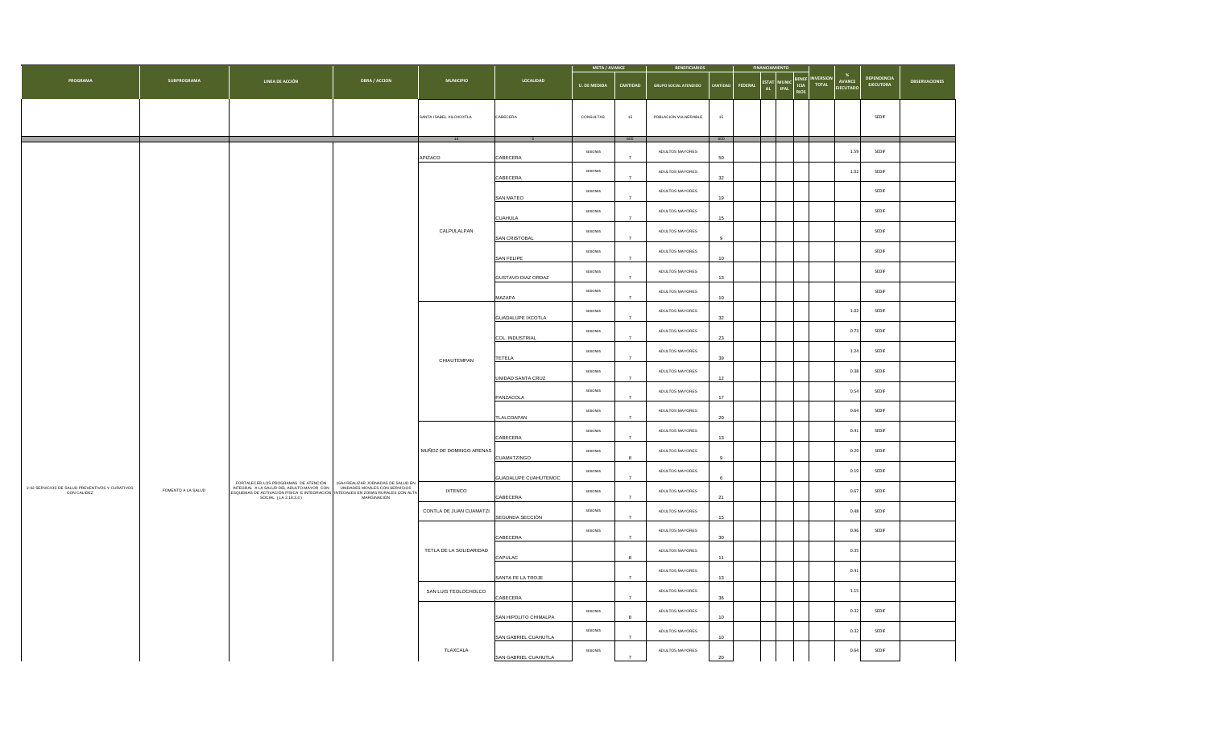| PROGRAMA | SUBPROGRAMA | LINEA DE ACCIÓN | OBRA / ACCION | MUNICIPIO | LOCALIDAD | META / AVANCE | | BENEFICIARIOS | | FINANCIAMIENTO | | | | INVERSION TOTAL | % AVANCE EJECUTADO | DEPENDENCIA EJECUTORA | OBSERVACIONES |
|---|---|---|---|---|---|---|---|---|---|---|---|---|---|---|---|---|---|
| | | | | | | U. DE MEDIDA | CANTIDAD | GRUPO SOCIAL ATENDIDO | CANTIDAD | FEDERAL | ESTATAL | MUNICIPAL | BENEFICIARIOS | | | | |
| | | | | SANTA ISABEL XILOXOXTLA | CABECERA | CONSULTAS | 15 | POBLACION VULNERABLE | 15 | | | | | | | SEDIF | |
| | | | | 14 | 5 | | 600 | | 600 | | | | | | | | |
| 2-02 SERVICIOS DE SALUD PREVENTIVOS Y CURATIVOS CON CALIDEZ | FOMENTO A LA SALUD | FORTALECER LOS PROGRAMAS DE ATENCIÓN INTEGRAL A LA SALUD DEL ADULTO MAYOR CON ESQUEMAS DE ACTIVACIÓN FÍSICA E INTEGRACIÓN SOCIAL ( LA 2.10.3.4 ) | 1544 REALIZAR JORNADAS DE SALUD EN UNIDADES MOVILES CON SERVICIOS INTEGALES EN ZONAS RURALES CON ALTA MARGINACIÓN | APIZACO | CABECERA | SESIONES | 7 | ADULTOS MAYORES | 50 | | | | | | 1.59 | SEDIF | |
| | | | | CALPULALPAN | CABECERA | SESIONES | 7 | ADULTOS MAYORES | 32 | | | | | | 1.02 | SEDIF | |
| | | | | | SAN MATEO | SESIONES | 7 | ADULTOS MAYORES | 19 | | | | | | | SEDIF | |
| | | | | | CUAHULA | SESIONES | 7 | ADULTOS MAYORES | 15 | | | | | | | SEDIF | |
| | | | | | SAN CRISTOBAL | SESIONES | 7 | ADULTOS MAYORES | 9 | | | | | | | SEDIF | |
| | | | | | SAN FELIPE | SESIONES | 7 | ADULTOS MAYORES | 10 | | | | | | | SEDIF | |
| | | | | | GUSTAVO DIAZ ORDAZ | SESIONES | 7 | ADULTOS MAYORES | 13 | | | | | | | SEDIF | |
| | | | | | MAZAPA | SESIONES | 7 | ADULTOS MAYORES | 10 | | | | | | | SEDIF | |
| | | | | CHIAUTEMPAN | GUADALUPE IXCOTLA | SESIONES | 7 | ADULTOS MAYORES | 32 | | | | | | 1.02 | SEDIF | |
| | | | | | COL. INDUSTRIAL | SESIONES | 7 | ADULTOS MAYORES | 23 | | | | | | 0.73 | SEDIF | |
| | | | | | TETELA | SESIONES | 7 | ADULTOS MAYORES | 39 | | | | | | 1.24 | SEDIF | |
| | | | | | UNIDAD SANTA CRUZ | SESIONES | 7 | ADULTOS MAYORES | 12 | | | | | | 0.38 | SEDIF | |
| | | | | | PANZACOLA | SESIONES | 7 | ADULTOS MAYORES | 17 | | | | | | 0.54 | SEDIF | |
| | | | | | TLALCOAPAN | SESIONES | 7 | ADULTOS MAYORES | 20 | | | | | | 0.64 | SEDIF | |
| | | | | MUÑOZ DE DOMINGO ARENAS | CABECERA | SESIONES | 7 | ADULTOS MAYORES | 13 | | | | | | 0.41 | SEDIF | |
| | | | | | CUAMATZINGO | SESIONES | 8 | ADULTOS MAYORES | 9 | | | | | | 0.29 | SEDIF | |
| | | | | | GUADALUPE CUAHUTEMOC | SESIONES | 7 | ADULTOS MAYORES | 6 | | | | | | 0.19 | SEDIF | |
| | | | | IXTENCO | CABECERA | SESIONES | 7 | ADULTOS MAYORES | 21 | | | | | | 0.67 | SEDIF | |
| | | | | CONTLA DE JUAN CUAMATZI | SEGUNDA SECCIÓN | SESIONES | 7 | ADULTOS MAYORES | 15 | | | | | | 0.48 | SEDIF | |
| | | | | TETLA DE LA SOLIDARIDAD | CABECERA | SESIONES | 7 | ADULTOS MAYORES | 30 | | | | | | 0.96 | SEDIF | |
| | | | | | CAPULAC | | 8 | ADULTOS MAYORES | 11 | | | | | | 0.35 | | |
| | | | | | SANTA FE LA TROJE | | 7 | ADULTOS MAYORES | 13 | | | | | | 0.41 | | |
| | | | | SAN LUIS TEOLOCHOLCO | CABECERA | | 7 | ADULTOS MAYORES | 36 | | | | | | 1.15 | | |
| | | | | TLAXCALA | SAN HIPOLITO CHIMALPA | SESIONES | 8 | ADULTOS MAYORES | 10 | | | | | | 0.32 | SEDIF | |
| | | | | | SAN GABRIEL CUAHUTLA | SESIONES | 7 | ADULTOS MAYORES | 10 | | | | | | 0.32 | SEDIF | |
| | | | | | SAN GABRIEL CUAHUTLA | SESIONES | 7 | ADULTOS MAYORES | 20 | | | | | | 0.64 | SEDIF | |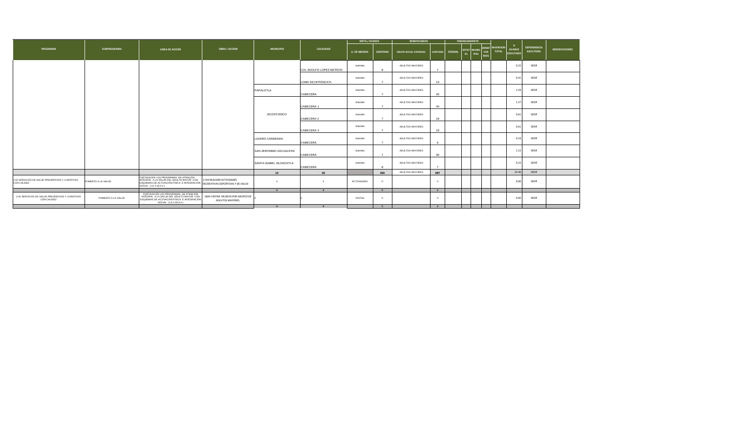| PROGRAMA | SUBPROGRAMA | LINEA DE ACCIÓN | OBRA / ACCION | MUNICIPIO | LOCALIDAD | META / AVANCE | | BENEFICIARIOS | | FINANCIAMIENTO | | | | INVERSION TOTAL | % AVANCE EJECUTADO | DEPENDENCIA EJECUTORA | OBSERVACIONES |
|---|---|---|---|---|---|---|---|---|---|---|---|---|---|---|---|---|---|
| | | | | | | U. DE MEDIDA | CANTIDAD | GRUPO SOCIAL ATENDIDO | CANTIDAD | FEDERAL | ESTATAL | MUNICIPAL | BENEFICIARIOS | | | | |
| | | | | | COL ADOLFO LOPEZ MATEOS | SESIONES | 8 | ADULTOS MAYORES | 7 | | | | | | 0.22 | SEDIF | |
| | | | | | LOMA XICOHTENCATL | SESIONES | 7 | ADULTOS MAYORES | 13 | | | | | | 0.41 | SEDIF | |
| | | | | PAPALOTLA | CABECERA | SESIONES | 7 | ADULTOS MAYORES | 45 | | | | | | 1.43 | SEDIF | |
| | | | | XICOHTZINCO | CABECERA 1 | SESIONES | 7 | ADULTOS MAYORES | 40 | | | | | | 1.27 | SEDIF | |
| | | | | | CABECERA 2 | SESIONES | 7 | ADULTOS MAYORES | 19 | | | | | | 0.61 | SEDIF | |
| | | | | | CABECERA 3 | SESIONES | 7 | ADULTOS MAYORES | 19 | | | | | | 0.61 | SEDIF | |
| | | | | LAZARO CARDENAS | CABECERA | SESIONES | 7 | ADULTOS MAYORES | 6 | | | | | | 0.19 | SEDIF | |
| | | | | SAN JERONIMO ZACUALPAN | CABECERA | SESIONES | 7 | ADULTOS MAYORES | 36 | | | | | | 1.15 | SEDIF | |
| | | | | SANTA ISABEL XILOXOXTLA | CABECERA | SESIONES | 8 | ADULTOS MAYORES | 7 | | | | | | 0.22 | SEDIF | |
| | | | | 14 | 26 | | 250 | ADULTOS MAYORES | 687 | | | | | | 19.46 | SEDIF | |
| 2-02 SERVICIOS DE SALUD PREVENTIVOS Y CURATIVOS CON CALIDEZ | FOMENTO A LA SALUD | FORTALECER LOS PROGRAMAS DE ATENCIÓN INTEGRAL A LA SALUD DEL ADULTO MAYOR CON ESQUEMAS DE ACTIVACIÓN FISICA E INTEGRACIÓN SOCIAL (LA 2.18.3.4) | 17A4 REALIZAR ACTIVIDADES RECREATIVAS DEPORTIVAS Y DE SALUD | 0 | 0 | ACTIVIDADES | 0 | | 0 | | | | | | 0.00 | SEDIF | |
| | | | | 0 | 0 | | 0 | | 0 | | | | | | | | |
| 2-02 SERVICIOS DE SALUD PREVENTIVOS Y CURATIVOS CON CALIDEZ | FOMENTO A LA SALUD | FORTALECER LOS PROGRAMAS DE ATENCIÓN INTEGRAL A LA SALUD DEL ADULTO MAYOR CON ESQUEMAS DE ACTIVACIÓN FISICA E INTEGRACIÓN SOCIAL (LA 2.18.3.4) | 18A4 VISITAR MUSEOS POR GRUPOS DE ADULTOS MAYORES. | 0 | 0 | VISITAS | 0 | | 0 | | | | | | 0.00 | SEDIF | |
| | | | | 0 | 0 | | 0 | | 0 | | | | | | | | |